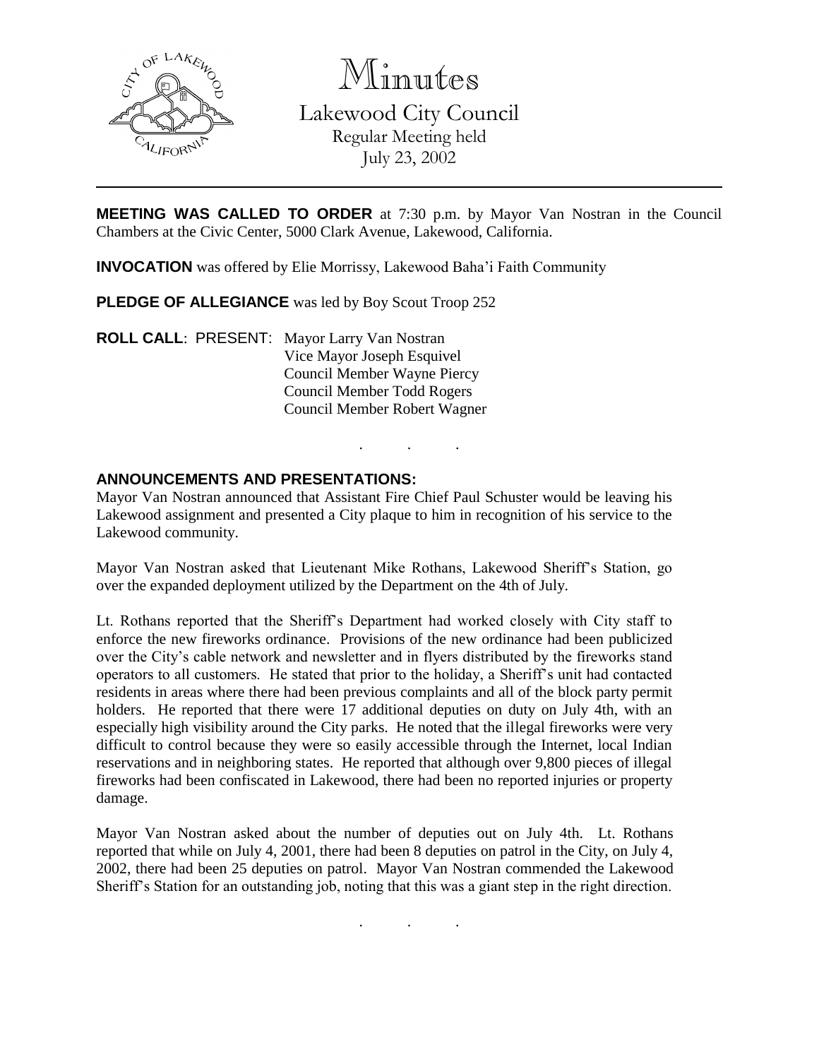# Minutes

## Lakewood City Council

Regular Meeting held
July 23, 2002

---

**MEETING WAS CALLED TO ORDER** at 7:30 p.m. by Mayor Van Nostran in the Council Chambers at the Civic Center, 5000 Clark Avenue, Lakewood, California.

**INVOCATION** was offered by Elie Morrissy, Lakewood Baha'i Faith Community

**PLEDGE OF ALLEGIANCE** was led by Boy Scout Troop 252

**ROLL CALL**: PRESENT: Mayor Larry Van Nostran
Vice Mayor Joseph Esquivel
Council Member Wayne Piercy
Council Member Todd Rogers
Council Member Robert Wagner

. . .

**ANNOUNCEMENTS AND PRESENTATIONS:**

Mayor Van Nostran announced that Assistant Fire Chief Paul Schuster would be leaving his Lakewood assignment and presented a City plaque to him in recognition of his service to the Lakewood community.

Mayor Van Nostran asked that Lieutenant Mike Rothans, Lakewood Sheriff's Station, go over the expanded deployment utilized by the Department on the 4th of July.

Lt. Rothans reported that the Sheriff's Department had worked closely with City staff to enforce the new fireworks ordinance. Provisions of the new ordinance had been publicized over the City's cable network and newsletter and in flyers distributed by the fireworks stand operators to all customers. He stated that prior to the holiday, a Sheriff's unit had contacted residents in areas where there had been previous complaints and all of the block party permit holders. He reported that there were 17 additional deputies on duty on July 4th, with an especially high visibility around the City parks. He noted that the illegal fireworks were very difficult to control because they were so easily accessible through the Internet, local Indian reservations and in neighboring states. He reported that although over 9,800 pieces of illegal fireworks had been confiscated in Lakewood, there had been no reported injuries or property damage.

Mayor Van Nostran asked about the number of deputies out on July 4th. Lt. Rothans reported that while on July 4, 2001, there had been 8 deputies on patrol in the City, on July 4, 2002, there had been 25 deputies on patrol. Mayor Van Nostran commended the Lakewood Sheriff's Station for an outstanding job, noting that this was a giant step in the right direction.

. . .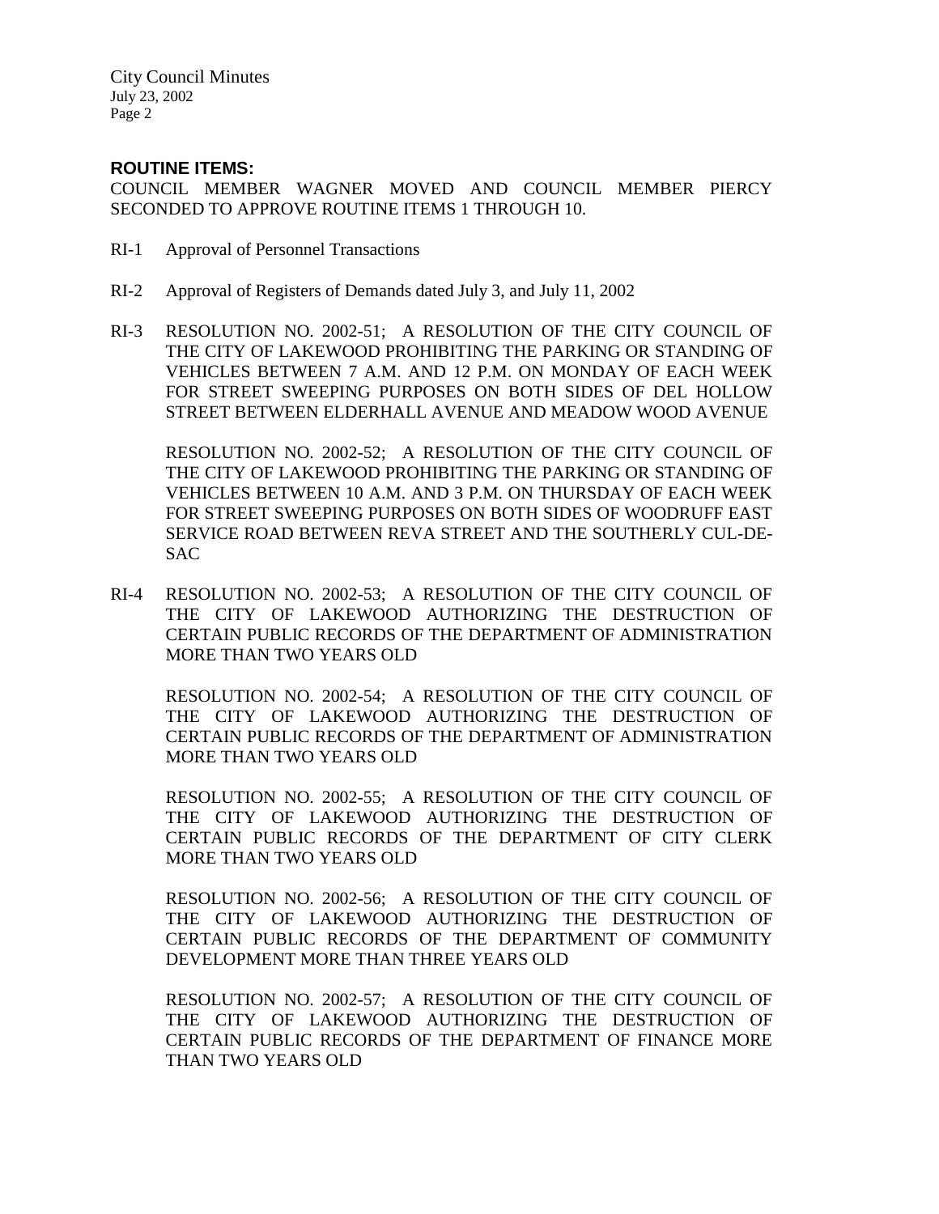## ROUTINE ITEMS:

COUNCIL MEMBER WAGNER MOVED AND COUNCIL MEMBER PIERCY SECONDED TO APPROVE ROUTINE ITEMS 1 THROUGH 10.

RI-1 Approval of Personnel Transactions

RI-2 Approval of Registers of Demands dated July 3, and July 11, 2002

RI-3 RESOLUTION NO. 2002-51; A RESOLUTION OF THE CITY COUNCIL OF THE CITY OF LAKEWOOD PROHIBITING THE PARKING OR STANDING OF VEHICLES BETWEEN 7 A.M. AND 12 P.M. ON MONDAY OF EACH WEEK FOR STREET SWEEPING PURPOSES ON BOTH SIDES OF DEL HOLLOW STREET BETWEEN ELDERHALL AVENUE AND MEADOW WOOD AVENUE

RESOLUTION NO. 2002-52; A RESOLUTION OF THE CITY COUNCIL OF THE CITY OF LAKEWOOD PROHIBITING THE PARKING OR STANDING OF VEHICLES BETWEEN 10 A.M. AND 3 P.M. ON THURSDAY OF EACH WEEK FOR STREET SWEEPING PURPOSES ON BOTH SIDES OF WOODRUFF EAST SERVICE ROAD BETWEEN REVA STREET AND THE SOUTHERLY CUL-DE-SAC

RI-4 RESOLUTION NO. 2002-53; A RESOLUTION OF THE CITY COUNCIL OF THE CITY OF LAKEWOOD AUTHORIZING THE DESTRUCTION OF CERTAIN PUBLIC RECORDS OF THE DEPARTMENT OF ADMINISTRATION MORE THAN TWO YEARS OLD

RESOLUTION NO. 2002-54; A RESOLUTION OF THE CITY COUNCIL OF THE CITY OF LAKEWOOD AUTHORIZING THE DESTRUCTION OF CERTAIN PUBLIC RECORDS OF THE DEPARTMENT OF ADMINISTRATION MORE THAN TWO YEARS OLD

RESOLUTION NO. 2002-55; A RESOLUTION OF THE CITY COUNCIL OF THE CITY OF LAKEWOOD AUTHORIZING THE DESTRUCTION OF CERTAIN PUBLIC RECORDS OF THE DEPARTMENT OF CITY CLERK MORE THAN TWO YEARS OLD

RESOLUTION NO. 2002-56; A RESOLUTION OF THE CITY COUNCIL OF THE CITY OF LAKEWOOD AUTHORIZING THE DESTRUCTION OF CERTAIN PUBLIC RECORDS OF THE DEPARTMENT OF COMMUNITY DEVELOPMENT MORE THAN THREE YEARS OLD

RESOLUTION NO. 2002-57; A RESOLUTION OF THE CITY COUNCIL OF THE CITY OF LAKEWOOD AUTHORIZING THE DESTRUCTION OF CERTAIN PUBLIC RECORDS OF THE DEPARTMENT OF FINANCE MORE THAN TWO YEARS OLD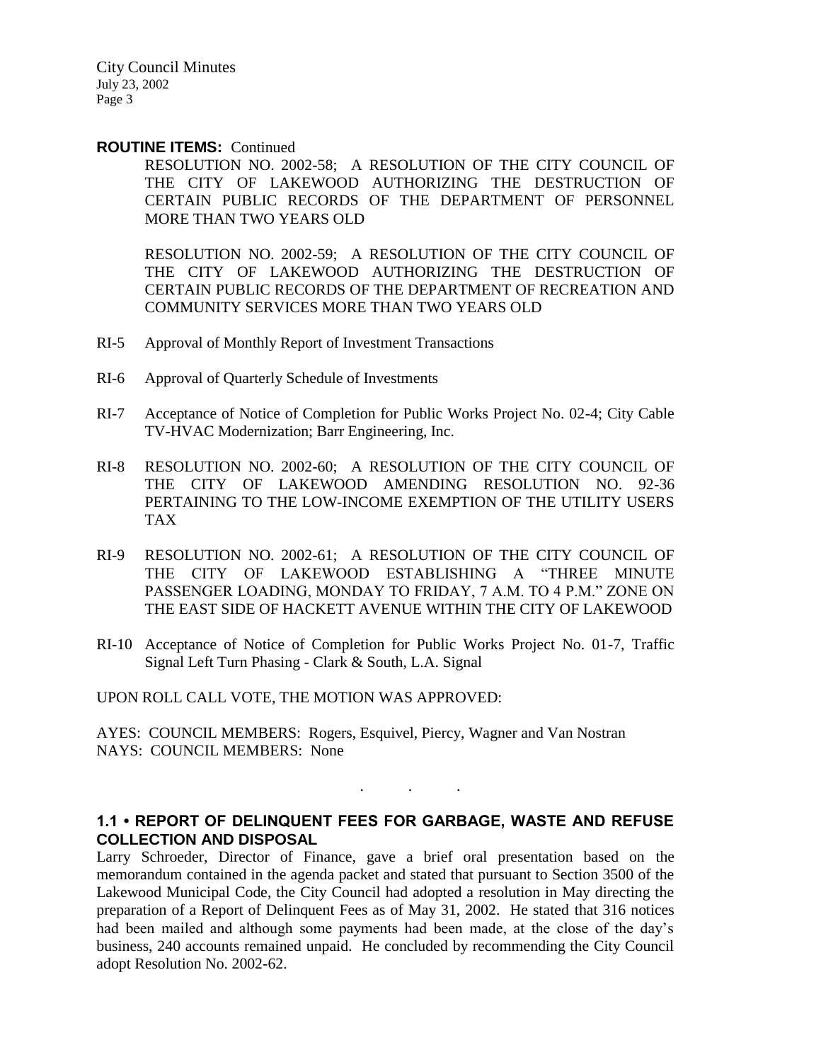**ROUTINE ITEMS:** Continued

RESOLUTION NO. 2002-58; A RESOLUTION OF THE CITY COUNCIL OF THE CITY OF LAKEWOOD AUTHORIZING THE DESTRUCTION OF CERTAIN PUBLIC RECORDS OF THE DEPARTMENT OF PERSONNEL MORE THAN TWO YEARS OLD

RESOLUTION NO. 2002-59; A RESOLUTION OF THE CITY COUNCIL OF THE CITY OF LAKEWOOD AUTHORIZING THE DESTRUCTION OF CERTAIN PUBLIC RECORDS OF THE DEPARTMENT OF RECREATION AND COMMUNITY SERVICES MORE THAN TWO YEARS OLD

RI-5 Approval of Monthly Report of Investment Transactions

RI-6 Approval of Quarterly Schedule of Investments

RI-7 Acceptance of Notice of Completion for Public Works Project No. 02-4; City Cable TV-HVAC Modernization; Barr Engineering, Inc.

RI-8 RESOLUTION NO. 2002-60; A RESOLUTION OF THE CITY COUNCIL OF THE CITY OF LAKEWOOD AMENDING RESOLUTION NO. 92-36 PERTAINING TO THE LOW-INCOME EXEMPTION OF THE UTILITY USERS TAX

RI-9 RESOLUTION NO. 2002-61; A RESOLUTION OF THE CITY COUNCIL OF THE CITY OF LAKEWOOD ESTABLISHING A "THREE MINUTE PASSENGER LOADING, MONDAY TO FRIDAY, 7 A.M. TO 4 P.M." ZONE ON THE EAST SIDE OF HACKETT AVENUE WITHIN THE CITY OF LAKEWOOD

RI-10 Acceptance of Notice of Completion for Public Works Project No. 01-7, Traffic Signal Left Turn Phasing - Clark & South, L.A. Signal

UPON ROLL CALL VOTE, THE MOTION WAS APPROVED:

AYES: COUNCIL MEMBERS: Rogers, Esquivel, Piercy, Wagner and Van Nostran
NAYS: COUNCIL MEMBERS: None

. . .

## 1.1 • REPORT OF DELINQUENT FEES FOR GARBAGE, WASTE AND REFUSE COLLECTION AND DISPOSAL

Larry Schroeder, Director of Finance, gave a brief oral presentation based on the memorandum contained in the agenda packet and stated that pursuant to Section 3500 of the Lakewood Municipal Code, the City Council had adopted a resolution in May directing the preparation of a Report of Delinquent Fees as of May 31, 2002. He stated that 316 notices had been mailed and although some payments had been made, at the close of the day's business, 240 accounts remained unpaid. He concluded by recommending the City Council adopt Resolution No. 2002-62.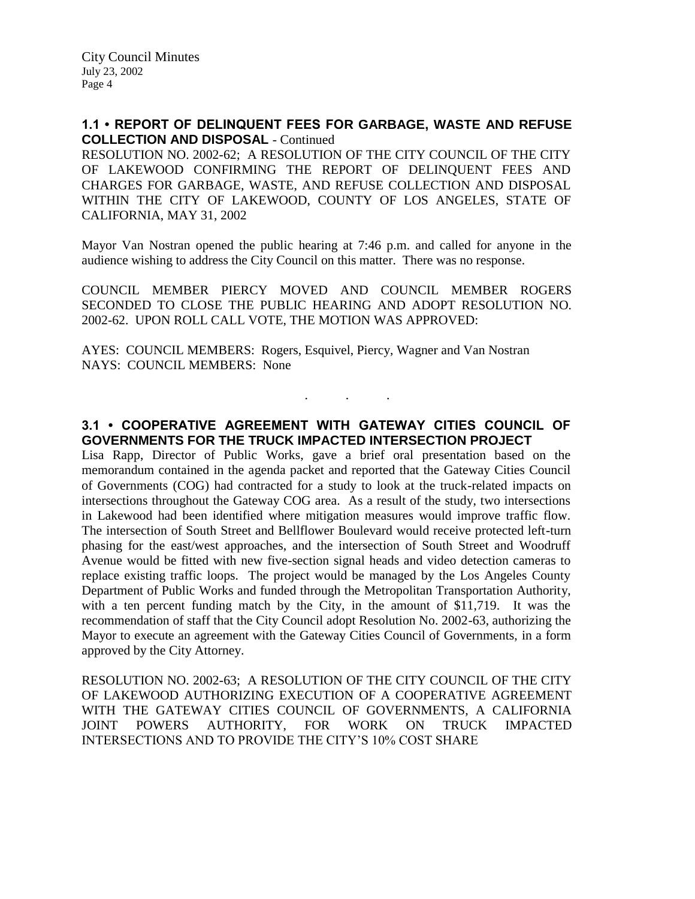### 1.1 • REPORT OF DELINQUENT FEES FOR GARBAGE, WASTE AND REFUSE COLLECTION AND DISPOSAL - Continued

RESOLUTION NO. 2002-62; A RESOLUTION OF THE CITY COUNCIL OF THE CITY OF LAKEWOOD CONFIRMING THE REPORT OF DELINQUENT FEES AND CHARGES FOR GARBAGE, WASTE, AND REFUSE COLLECTION AND DISPOSAL WITHIN THE CITY OF LAKEWOOD, COUNTY OF LOS ANGELES, STATE OF CALIFORNIA, MAY 31, 2002

Mayor Van Nostran opened the public hearing at 7:46 p.m. and called for anyone in the audience wishing to address the City Council on this matter. There was no response.

COUNCIL MEMBER PIERCY MOVED AND COUNCIL MEMBER ROGERS SECONDED TO CLOSE THE PUBLIC HEARING AND ADOPT RESOLUTION NO. 2002-62. UPON ROLL CALL VOTE, THE MOTION WAS APPROVED:

AYES: COUNCIL MEMBERS: Rogers, Esquivel, Piercy, Wagner and Van Nostran
NAYS: COUNCIL MEMBERS: None

. . .

### 3.1 • COOPERATIVE AGREEMENT WITH GATEWAY CITIES COUNCIL OF GOVERNMENTS FOR THE TRUCK IMPACTED INTERSECTION PROJECT

Lisa Rapp, Director of Public Works, gave a brief oral presentation based on the memorandum contained in the agenda packet and reported that the Gateway Cities Council of Governments (COG) had contracted for a study to look at the truck-related impacts on intersections throughout the Gateway COG area. As a result of the study, two intersections in Lakewood had been identified where mitigation measures would improve traffic flow. The intersection of South Street and Bellflower Boulevard would receive protected left-turn phasing for the east/west approaches, and the intersection of South Street and Woodruff Avenue would be fitted with new five-section signal heads and video detection cameras to replace existing traffic loops. The project would be managed by the Los Angeles County Department of Public Works and funded through the Metropolitan Transportation Authority, with a ten percent funding match by the City, in the amount of $11,719. It was the recommendation of staff that the City Council adopt Resolution No. 2002-63, authorizing the Mayor to execute an agreement with the Gateway Cities Council of Governments, in a form approved by the City Attorney.

RESOLUTION NO. 2002-63; A RESOLUTION OF THE CITY COUNCIL OF THE CITY OF LAKEWOOD AUTHORIZING EXECUTION OF A COOPERATIVE AGREEMENT WITH THE GATEWAY CITIES COUNCIL OF GOVERNMENTS, A CALIFORNIA JOINT POWERS AUTHORITY, FOR WORK ON TRUCK IMPACTED INTERSECTIONS AND TO PROVIDE THE CITY'S 10% COST SHARE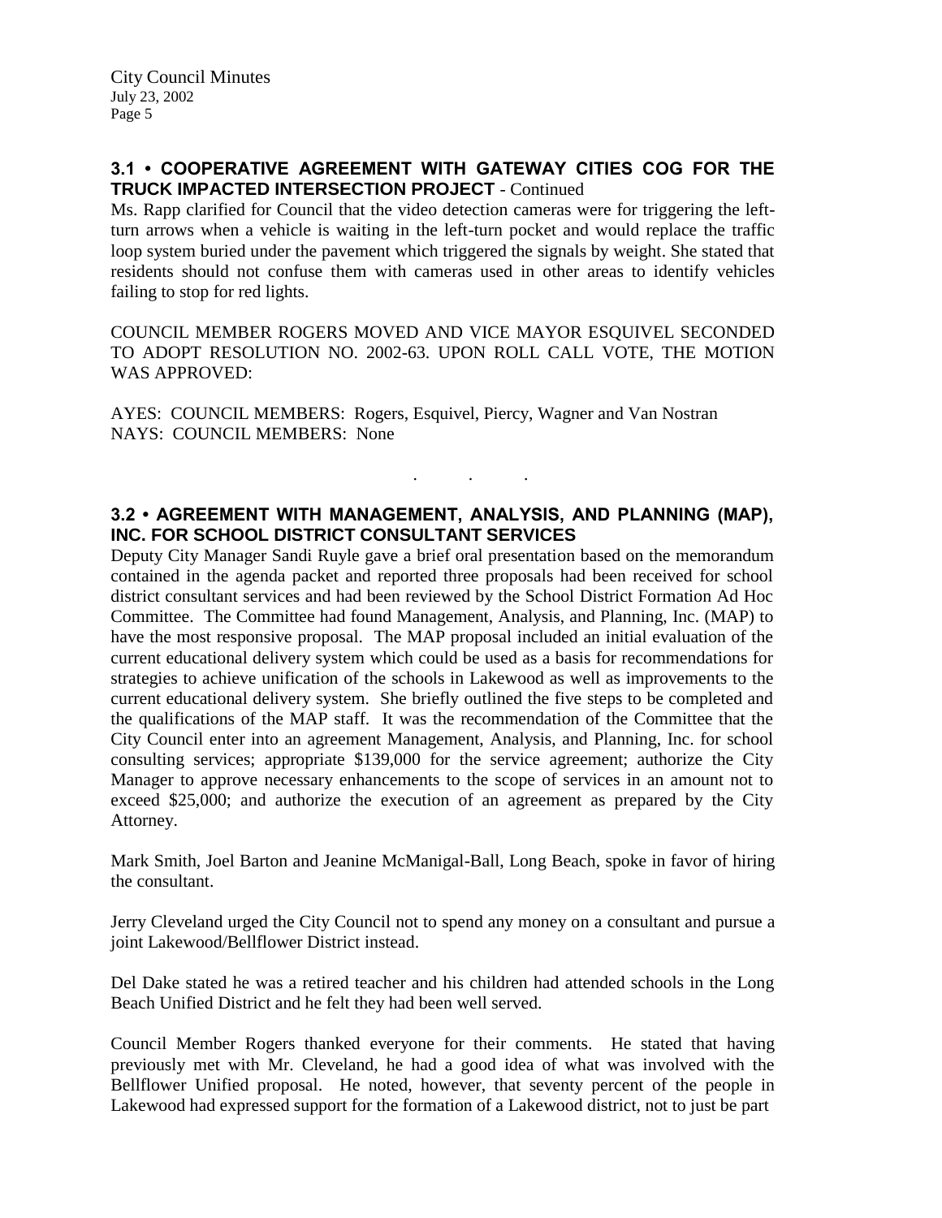### 3.1 • COOPERATIVE AGREEMENT WITH GATEWAY CITIES COG FOR THE TRUCK IMPACTED INTERSECTION PROJECT - Continued

Ms. Rapp clarified for Council that the video detection cameras were for triggering the left-turn arrows when a vehicle is waiting in the left-turn pocket and would replace the traffic loop system buried under the pavement which triggered the signals by weight. She stated that residents should not confuse them with cameras used in other areas to identify vehicles failing to stop for red lights.

COUNCIL MEMBER ROGERS MOVED AND VICE MAYOR ESQUIVEL SECONDED TO ADOPT RESOLUTION NO. 2002-63. UPON ROLL CALL VOTE, THE MOTION WAS APPROVED:

AYES: COUNCIL MEMBERS: Rogers, Esquivel, Piercy, Wagner and Van Nostran
NAYS: COUNCIL MEMBERS: None

. . .

### 3.2 • AGREEMENT WITH MANAGEMENT, ANALYSIS, AND PLANNING (MAP), INC. FOR SCHOOL DISTRICT CONSULTANT SERVICES

Deputy City Manager Sandi Ruyle gave a brief oral presentation based on the memorandum contained in the agenda packet and reported three proposals had been received for school district consultant services and had been reviewed by the School District Formation Ad Hoc Committee. The Committee had found Management, Analysis, and Planning, Inc. (MAP) to have the most responsive proposal. The MAP proposal included an initial evaluation of the current educational delivery system which could be used as a basis for recommendations for strategies to achieve unification of the schools in Lakewood as well as improvements to the current educational delivery system. She briefly outlined the five steps to be completed and the qualifications of the MAP staff. It was the recommendation of the Committee that the City Council enter into an agreement Management, Analysis, and Planning, Inc. for school consulting services; appropriate $139,000 for the service agreement; authorize the City Manager to approve necessary enhancements to the scope of services in an amount not to exceed $25,000; and authorize the execution of an agreement as prepared by the City Attorney.

Mark Smith, Joel Barton and Jeanine McManigal-Ball, Long Beach, spoke in favor of hiring the consultant.

Jerry Cleveland urged the City Council not to spend any money on a consultant and pursue a joint Lakewood/Bellflower District instead.

Del Dake stated he was a retired teacher and his children had attended schools in the Long Beach Unified District and he felt they had been well served.

Council Member Rogers thanked everyone for their comments. He stated that having previously met with Mr. Cleveland, he had a good idea of what was involved with the Bellflower Unified proposal. He noted, however, that seventy percent of the people in Lakewood had expressed support for the formation of a Lakewood district, not to just be part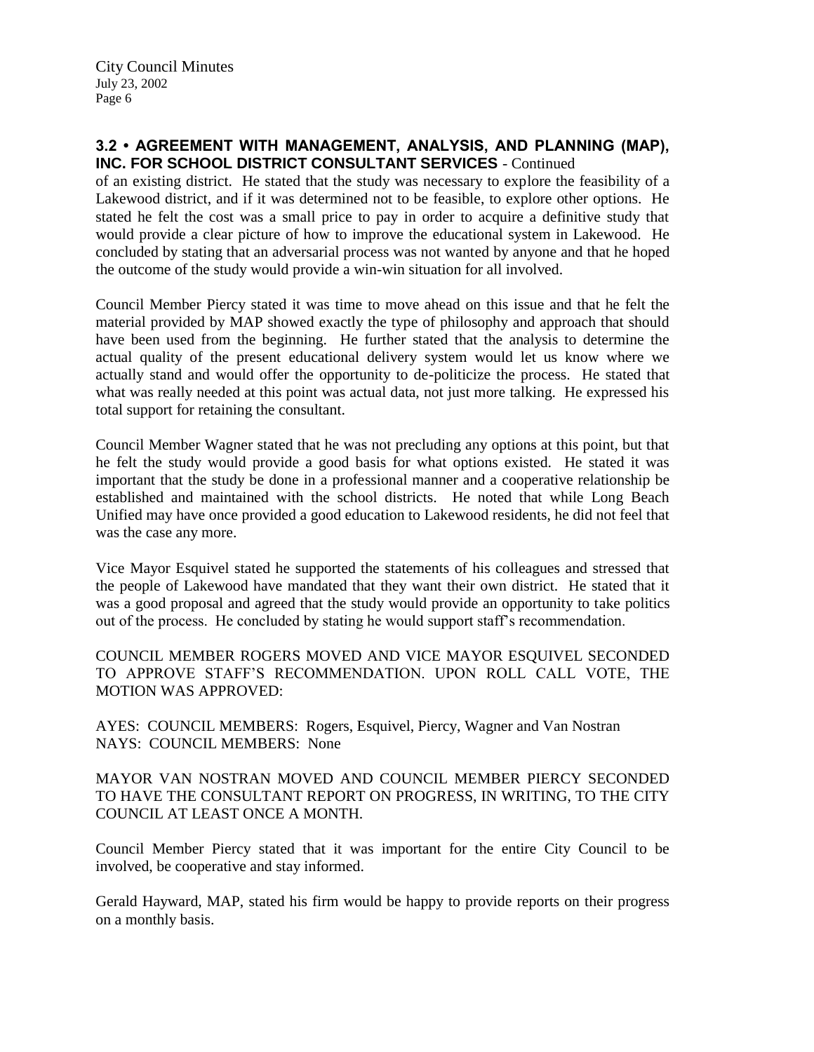### 3.2 • AGREEMENT WITH MANAGEMENT, ANALYSIS, AND PLANNING (MAP), INC. FOR SCHOOL DISTRICT CONSULTANT SERVICES - Continued

of an existing district. He stated that the study was necessary to explore the feasibility of a Lakewood district, and if it was determined not to be feasible, to explore other options. He stated he felt the cost was a small price to pay in order to acquire a definitive study that would provide a clear picture of how to improve the educational system in Lakewood. He concluded by stating that an adversarial process was not wanted by anyone and that he hoped the outcome of the study would provide a win-win situation for all involved.

Council Member Piercy stated it was time to move ahead on this issue and that he felt the material provided by MAP showed exactly the type of philosophy and approach that should have been used from the beginning. He further stated that the analysis to determine the actual quality of the present educational delivery system would let us know where we actually stand and would offer the opportunity to de-politicize the process. He stated that what was really needed at this point was actual data, not just more talking. He expressed his total support for retaining the consultant.

Council Member Wagner stated that he was not precluding any options at this point, but that he felt the study would provide a good basis for what options existed. He stated it was important that the study be done in a professional manner and a cooperative relationship be established and maintained with the school districts. He noted that while Long Beach Unified may have once provided a good education to Lakewood residents, he did not feel that was the case any more.

Vice Mayor Esquivel stated he supported the statements of his colleagues and stressed that the people of Lakewood have mandated that they want their own district. He stated that it was a good proposal and agreed that the study would provide an opportunity to take politics out of the process. He concluded by stating he would support staff's recommendation.

COUNCIL MEMBER ROGERS MOVED AND VICE MAYOR ESQUIVEL SECONDED TO APPROVE STAFF'S RECOMMENDATION. UPON ROLL CALL VOTE, THE MOTION WAS APPROVED:

AYES: COUNCIL MEMBERS: Rogers, Esquivel, Piercy, Wagner and Van Nostran
NAYS: COUNCIL MEMBERS: None

MAYOR VAN NOSTRAN MOVED AND COUNCIL MEMBER PIERCY SECONDED TO HAVE THE CONSULTANT REPORT ON PROGRESS, IN WRITING, TO THE CITY COUNCIL AT LEAST ONCE A MONTH.

Council Member Piercy stated that it was important for the entire City Council to be involved, be cooperative and stay informed.

Gerald Hayward, MAP, stated his firm would be happy to provide reports on their progress on a monthly basis.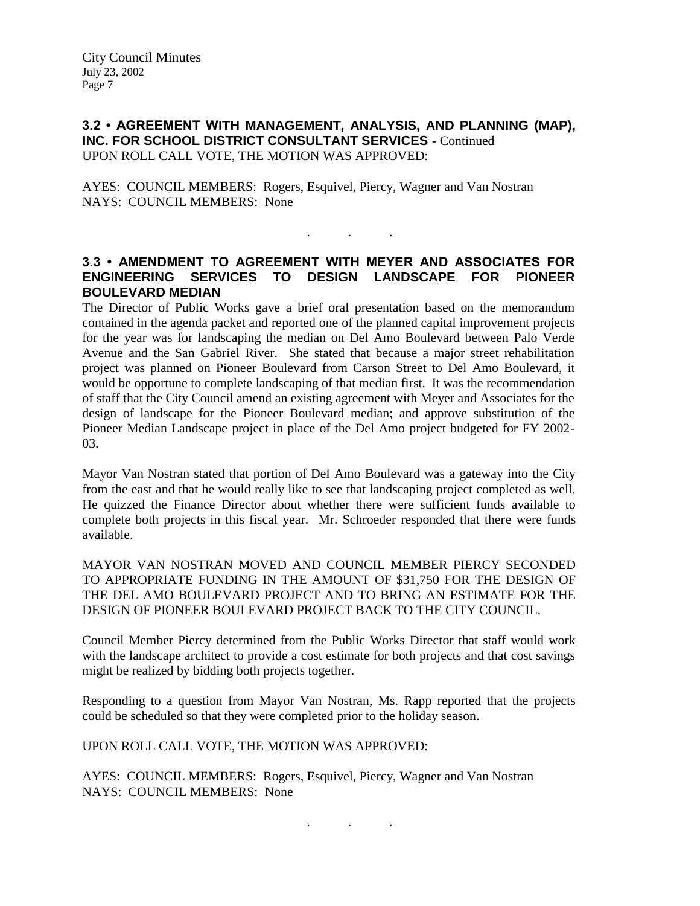**3.2 • AGREEMENT WITH MANAGEMENT, ANALYSIS, AND PLANNING (MAP), INC. FOR SCHOOL DISTRICT CONSULTANT SERVICES** - Continued

UPON ROLL CALL VOTE, THE MOTION WAS APPROVED:

AYES: COUNCIL MEMBERS: Rogers, Esquivel, Piercy, Wagner and Van Nostran
NAYS: COUNCIL MEMBERS: None

. . .

**3.3 • AMENDMENT TO AGREEMENT WITH MEYER AND ASSOCIATES FOR ENGINEERING SERVICES TO DESIGN LANDSCAPE FOR PIONEER BOULEVARD MEDIAN**

The Director of Public Works gave a brief oral presentation based on the memorandum contained in the agenda packet and reported one of the planned capital improvement projects for the year was for landscaping the median on Del Amo Boulevard between Palo Verde Avenue and the San Gabriel River. She stated that because a major street rehabilitation project was planned on Pioneer Boulevard from Carson Street to Del Amo Boulevard, it would be opportune to complete landscaping of that median first. It was the recommendation of staff that the City Council amend an existing agreement with Meyer and Associates for the design of landscape for the Pioneer Boulevard median; and approve substitution of the Pioneer Median Landscape project in place of the Del Amo project budgeted for FY 2002-03.

Mayor Van Nostran stated that portion of Del Amo Boulevard was a gateway into the City from the east and that he would really like to see that landscaping project completed as well. He quizzed the Finance Director about whether there were sufficient funds available to complete both projects in this fiscal year. Mr. Schroeder responded that there were funds available.

MAYOR VAN NOSTRAN MOVED AND COUNCIL MEMBER PIERCY SECONDED TO APPROPRIATE FUNDING IN THE AMOUNT OF $31,750 FOR THE DESIGN OF THE DEL AMO BOULEVARD PROJECT AND TO BRING AN ESTIMATE FOR THE DESIGN OF PIONEER BOULEVARD PROJECT BACK TO THE CITY COUNCIL.

Council Member Piercy determined from the Public Works Director that staff would work with the landscape architect to provide a cost estimate for both projects and that cost savings might be realized by bidding both projects together.

Responding to a question from Mayor Van Nostran, Ms. Rapp reported that the projects could be scheduled so that they were completed prior to the holiday season.

UPON ROLL CALL VOTE, THE MOTION WAS APPROVED:

AYES: COUNCIL MEMBERS: Rogers, Esquivel, Piercy, Wagner and Van Nostran
NAYS: COUNCIL MEMBERS: None

. . .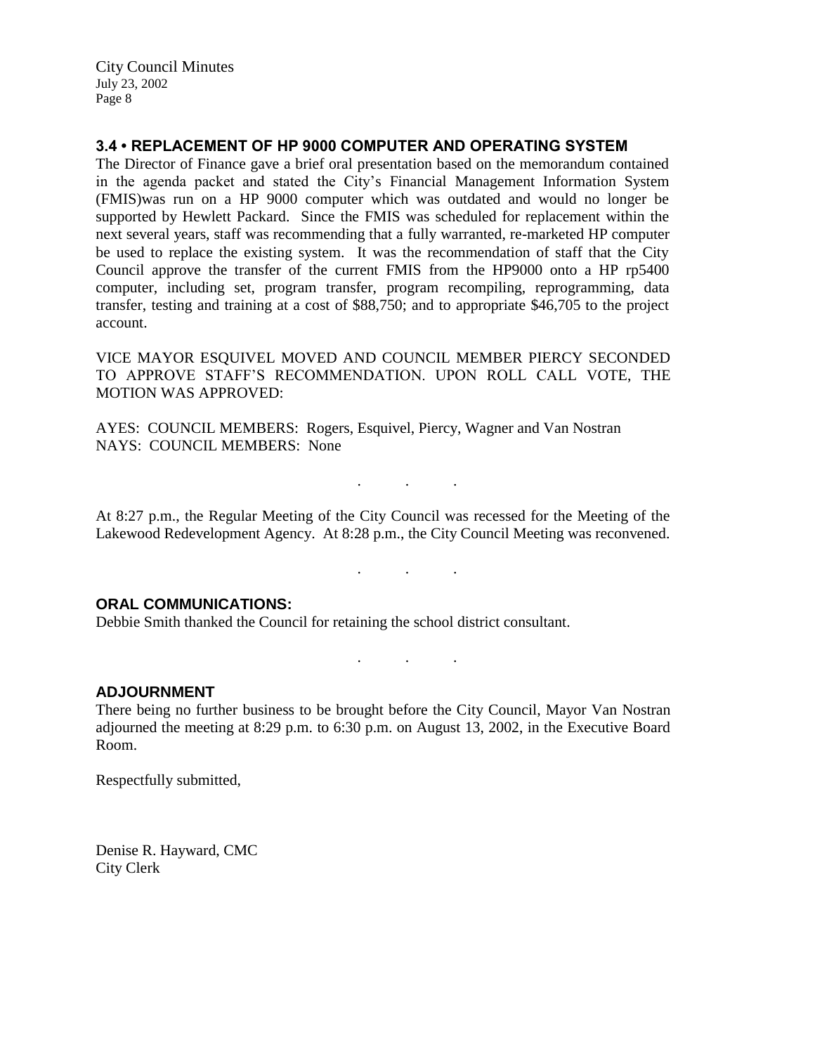## 3.4 • REPLACEMENT OF HP 9000 COMPUTER AND OPERATING SYSTEM

The Director of Finance gave a brief oral presentation based on the memorandum contained in the agenda packet and stated the City's Financial Management Information System (FMIS)was run on a HP 9000 computer which was outdated and would no longer be supported by Hewlett Packard. Since the FMIS was scheduled for replacement within the next several years, staff was recommending that a fully warranted, re-marketed HP computer be used to replace the existing system. It was the recommendation of staff that the City Council approve the transfer of the current FMIS from the HP9000 onto a HP rp5400 computer, including set, program transfer, program recompiling, reprogramming, data transfer, testing and training at a cost of $88,750; and to appropriate $46,705 to the project account.

VICE MAYOR ESQUIVEL MOVED AND COUNCIL MEMBER PIERCY SECONDED TO APPROVE STAFF'S RECOMMENDATION. UPON ROLL CALL VOTE, THE MOTION WAS APPROVED:

AYES: COUNCIL MEMBERS: Rogers, Esquivel, Piercy, Wagner and Van Nostran
NAYS: COUNCIL MEMBERS: None

. . .

At 8:27 p.m., the Regular Meeting of the City Council was recessed for the Meeting of the Lakewood Redevelopment Agency. At 8:28 p.m., the City Council Meeting was reconvened.

. . .

## ORAL COMMUNICATIONS:

Debbie Smith thanked the Council for retaining the school district consultant.

. . .

## ADJOURNMENT

There being no further business to be brought before the City Council, Mayor Van Nostran adjourned the meeting at 8:29 p.m. to 6:30 p.m. on August 13, 2002, in the Executive Board Room.

Respectfully submitted,

Denise R. Hayward, CMC
City Clerk